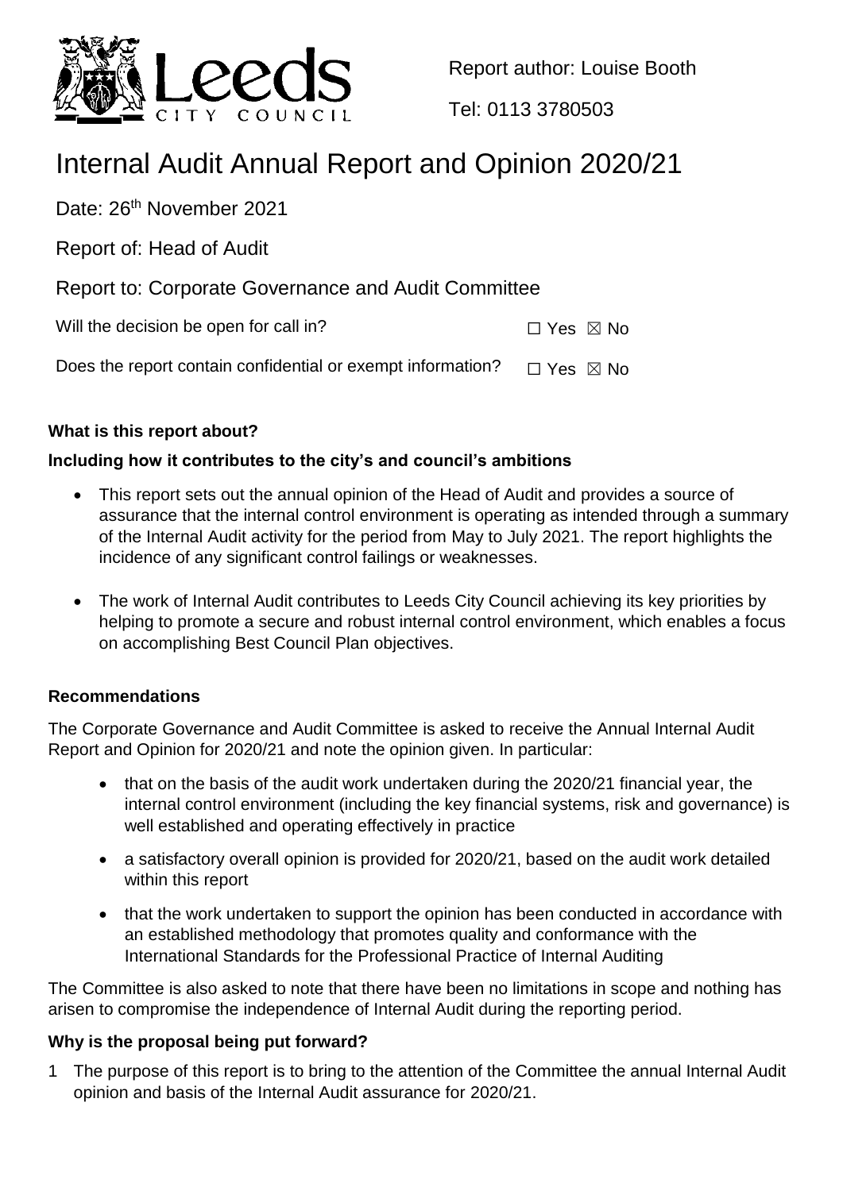Report author: Louise Booth

Tel: 0113 3780503

# Internal Audit Annual Report and Opinion 2020/21

Date: 26th November 2021

Report of: Head of Audit

Report to: Corporate Governance and Audit Committee

Will the decision be open for call in? ☐ Yes ☒ No

Does the report contain confidential or exempt information? ☐ Yes ☒ No

**What is this report about?**

**Including how it contributes to the city's and council's ambitions**

- This report sets out the annual opinion of the Head of Audit and provides a source of assurance that the internal control environment is operating as intended through a summary of the Internal Audit activity for the period from May to July 2021. The report highlights the incidence of any significant control failings or weaknesses.
- The work of Internal Audit contributes to Leeds City Council achieving its key priorities by helping to promote a secure and robust internal control environment, which enables a focus on accomplishing Best Council Plan objectives.

**Recommendations**

The Corporate Governance and Audit Committee is asked to receive the Annual Internal Audit Report and Opinion for 2020/21 and note the opinion given. In particular:

- that on the basis of the audit work undertaken during the 2020/21 financial year, the internal control environment (including the key financial systems, risk and governance) is well established and operating effectively in practice
- a satisfactory overall opinion is provided for 2020/21, based on the audit work detailed within this report
- that the work undertaken to support the opinion has been conducted in accordance with an established methodology that promotes quality and conformance with the International Standards for the Professional Practice of Internal Auditing

The Committee is also asked to note that there have been no limitations in scope and nothing has arisen to compromise the independence of Internal Audit during the reporting period.

**Why is the proposal being put forward?**

1 The purpose of this report is to bring to the attention of the Committee the annual Internal Audit opinion and basis of the Internal Audit assurance for 2020/21.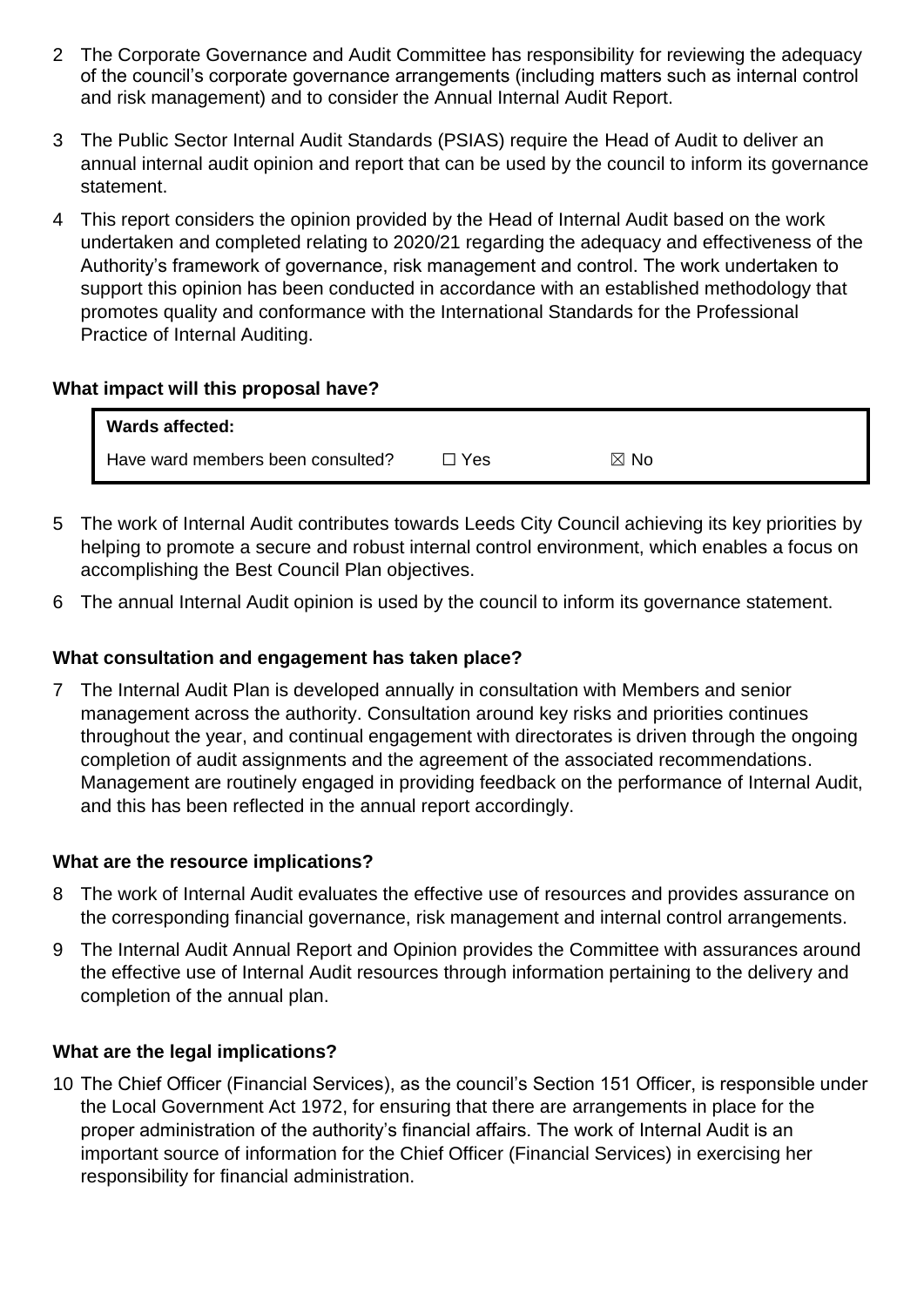2 The Corporate Governance and Audit Committee has responsibility for reviewing the adequacy of the council's corporate governance arrangements (including matters such as internal control and risk management) and to consider the Annual Internal Audit Report.

3 The Public Sector Internal Audit Standards (PSIAS) require the Head of Audit to deliver an annual internal audit opinion and report that can be used by the council to inform its governance statement.

4 This report considers the opinion provided by the Head of Internal Audit based on the work undertaken and completed relating to 2020/21 regarding the adequacy and effectiveness of the Authority's framework of governance, risk management and control. The work undertaken to support this opinion has been conducted in accordance with an established methodology that promotes quality and conformance with the International Standards for the Professional Practice of Internal Auditing.

## What impact will this proposal have?

| **Wards affected:** | | |
|---|---|---|
| Have ward members been consulted? | ☐ Yes | ☒ No |

5 The work of Internal Audit contributes towards Leeds City Council achieving its key priorities by helping to promote a secure and robust internal control environment, which enables a focus on accomplishing the Best Council Plan objectives.

6 The annual Internal Audit opinion is used by the council to inform its governance statement.

## What consultation and engagement has taken place?

7 The Internal Audit Plan is developed annually in consultation with Members and senior management across the authority. Consultation around key risks and priorities continues throughout the year, and continual engagement with directorates is driven through the ongoing completion of audit assignments and the agreement of the associated recommendations. Management are routinely engaged in providing feedback on the performance of Internal Audit, and this has been reflected in the annual report accordingly.

## What are the resource implications?

8 The work of Internal Audit evaluates the effective use of resources and provides assurance on the corresponding financial governance, risk management and internal control arrangements.

9 The Internal Audit Annual Report and Opinion provides the Committee with assurances around the effective use of Internal Audit resources through information pertaining to the delivery and completion of the annual plan.

## What are the legal implications?

10 The Chief Officer (Financial Services), as the council's Section 151 Officer, is responsible under the Local Government Act 1972, for ensuring that there are arrangements in place for the proper administration of the authority's financial affairs. The work of Internal Audit is an important source of information for the Chief Officer (Financial Services) in exercising her responsibility for financial administration.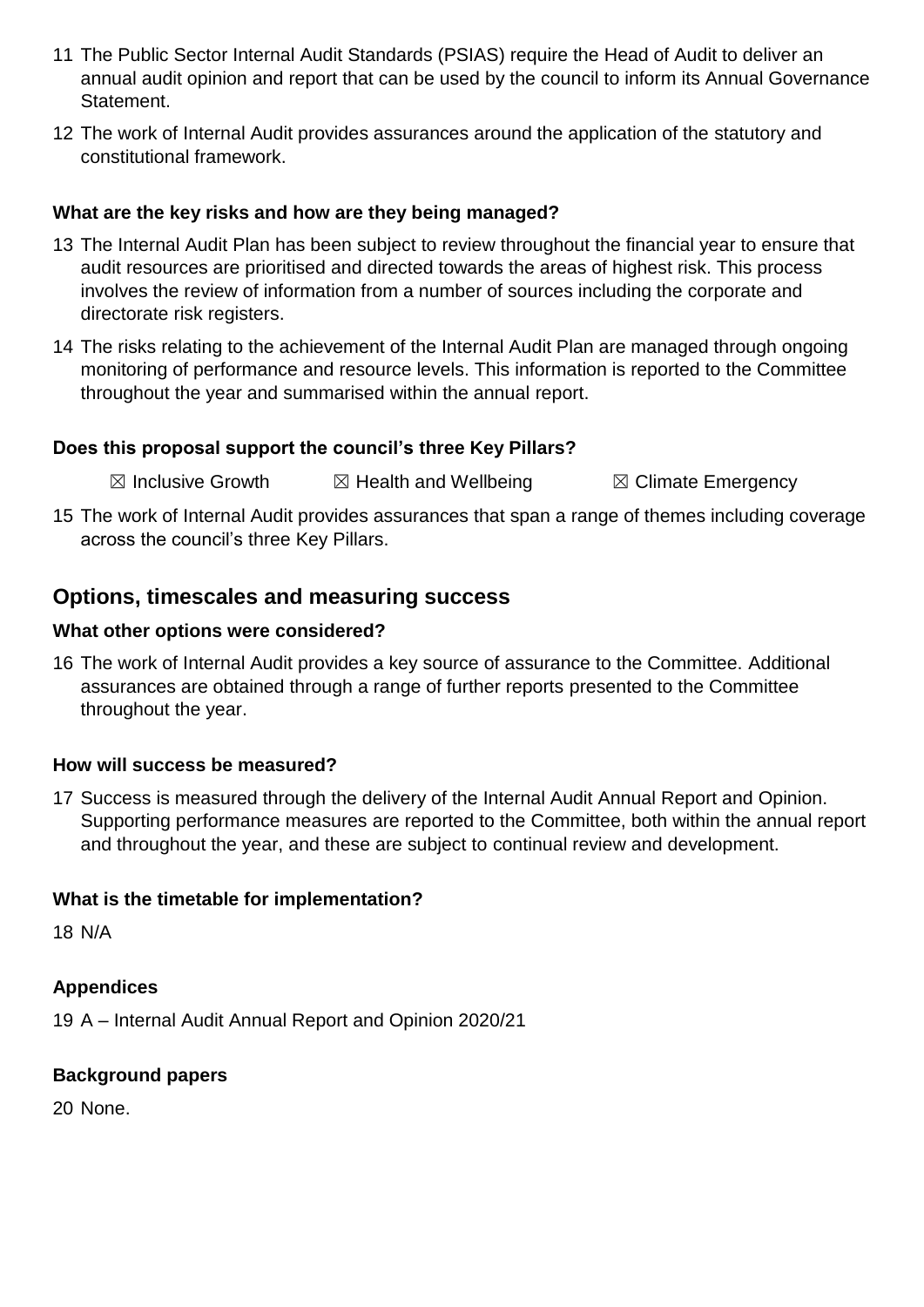11 The Public Sector Internal Audit Standards (PSIAS) require the Head of Audit to deliver an annual audit opinion and report that can be used by the council to inform its Annual Governance Statement.

12 The work of Internal Audit provides assurances around the application of the statutory and constitutional framework.

### What are the key risks and how are they being managed?

13 The Internal Audit Plan has been subject to review throughout the financial year to ensure that audit resources are prioritised and directed towards the areas of highest risk. This process involves the review of information from a number of sources including the corporate and directorate risk registers.

14 The risks relating to the achievement of the Internal Audit Plan are managed through ongoing monitoring of performance and resource levels. This information is reported to the Committee throughout the year and summarised within the annual report.

### Does this proposal support the council's three Key Pillars?

☒ Inclusive Growth ☒ Health and Wellbeing ☒ Climate Emergency

15 The work of Internal Audit provides assurances that span a range of themes including coverage across the council's three Key Pillars.

## Options, timescales and measuring success

### What other options were considered?

16 The work of Internal Audit provides a key source of assurance to the Committee. Additional assurances are obtained through a range of further reports presented to the Committee throughout the year.

### How will success be measured?

17 Success is measured through the delivery of the Internal Audit Annual Report and Opinion. Supporting performance measures are reported to the Committee, both within the annual report and throughout the year, and these are subject to continual review and development.

### What is the timetable for implementation?

18 N/A

### Appendices

19 A – Internal Audit Annual Report and Opinion 2020/21

### Background papers

20 None.